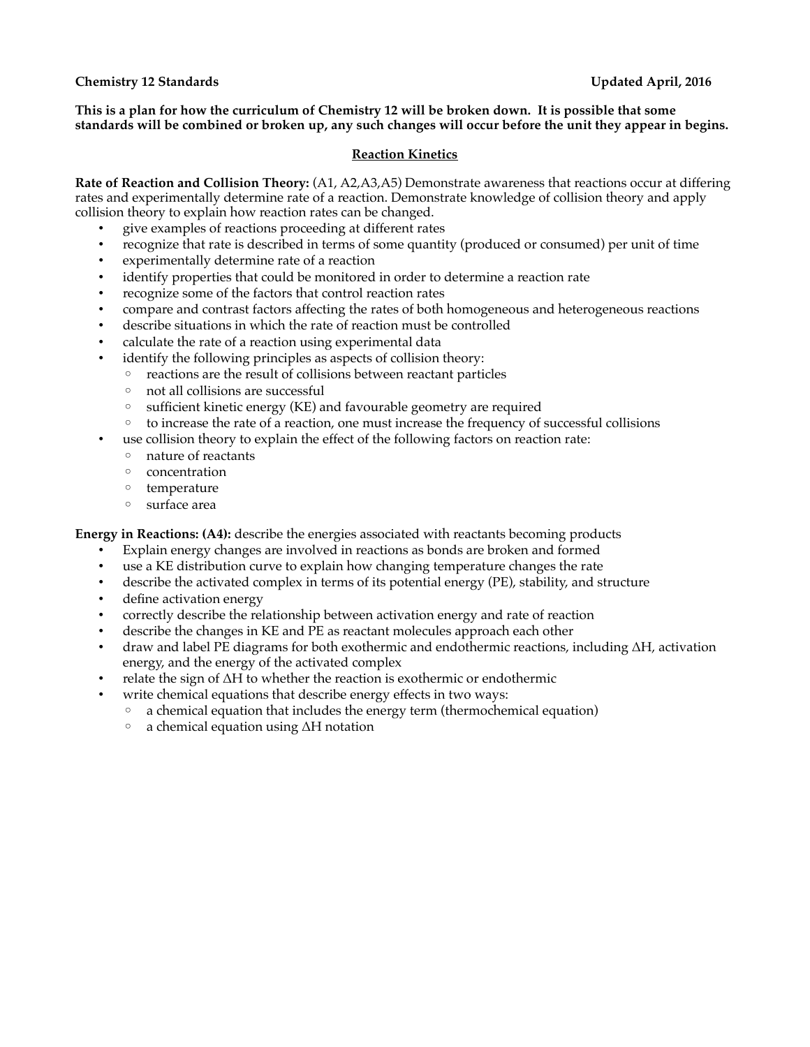**Chemistry 12 Standards** **Updated April, 2016**

**This is a plan for how the curriculum of Chemistry 12 will be broken down. It is possible that some standards will be combined or broken up, any such changes will occur before the unit they appear in begins.**

## Reaction Kinetics

**Rate of Reaction and Collision Theory:** (A1, A2,A3,A5) Demonstrate awareness that reactions occur at differing rates and experimentally determine rate of a reaction. Demonstrate knowledge of collision theory and apply collision theory to explain how reaction rates can be changed.

- give examples of reactions proceeding at different rates
- recognize that rate is described in terms of some quantity (produced or consumed) per unit of time
- experimentally determine rate of a reaction
- identify properties that could be monitored in order to determine a reaction rate
- recognize some of the factors that control reaction rates
- compare and contrast factors affecting the rates of both homogeneous and heterogeneous reactions
- describe situations in which the rate of reaction must be controlled
- calculate the rate of a reaction using experimental data
- identify the following principles as aspects of collision theory:
  - reactions are the result of collisions between reactant particles
  - not all collisions are successful
  - sufficient kinetic energy (KE) and favourable geometry are required
  - to increase the rate of a reaction, one must increase the frequency of successful collisions
- use collision theory to explain the effect of the following factors on reaction rate:
  - nature of reactants
  - concentration
  - temperature
  - surface area

**Energy in Reactions: (A4):** describe the energies associated with reactants becoming products

- Explain energy changes are involved in reactions as bonds are broken and formed
- use a KE distribution curve to explain how changing temperature changes the rate
- describe the activated complex in terms of its potential energy (PE), stability, and structure
- define activation energy
- correctly describe the relationship between activation energy and rate of reaction
- describe the changes in KE and PE as reactant molecules approach each other
- draw and label PE diagrams for both exothermic and endothermic reactions, including $\Delta H$, activation energy, and the energy of the activated complex
- relate the sign of $\Delta H$ to whether the reaction is exothermic or endothermic
- write chemical equations that describe energy effects in two ways:
  - a chemical equation that includes the energy term (thermochemical equation)
  - a chemical equation using $\Delta H$ notation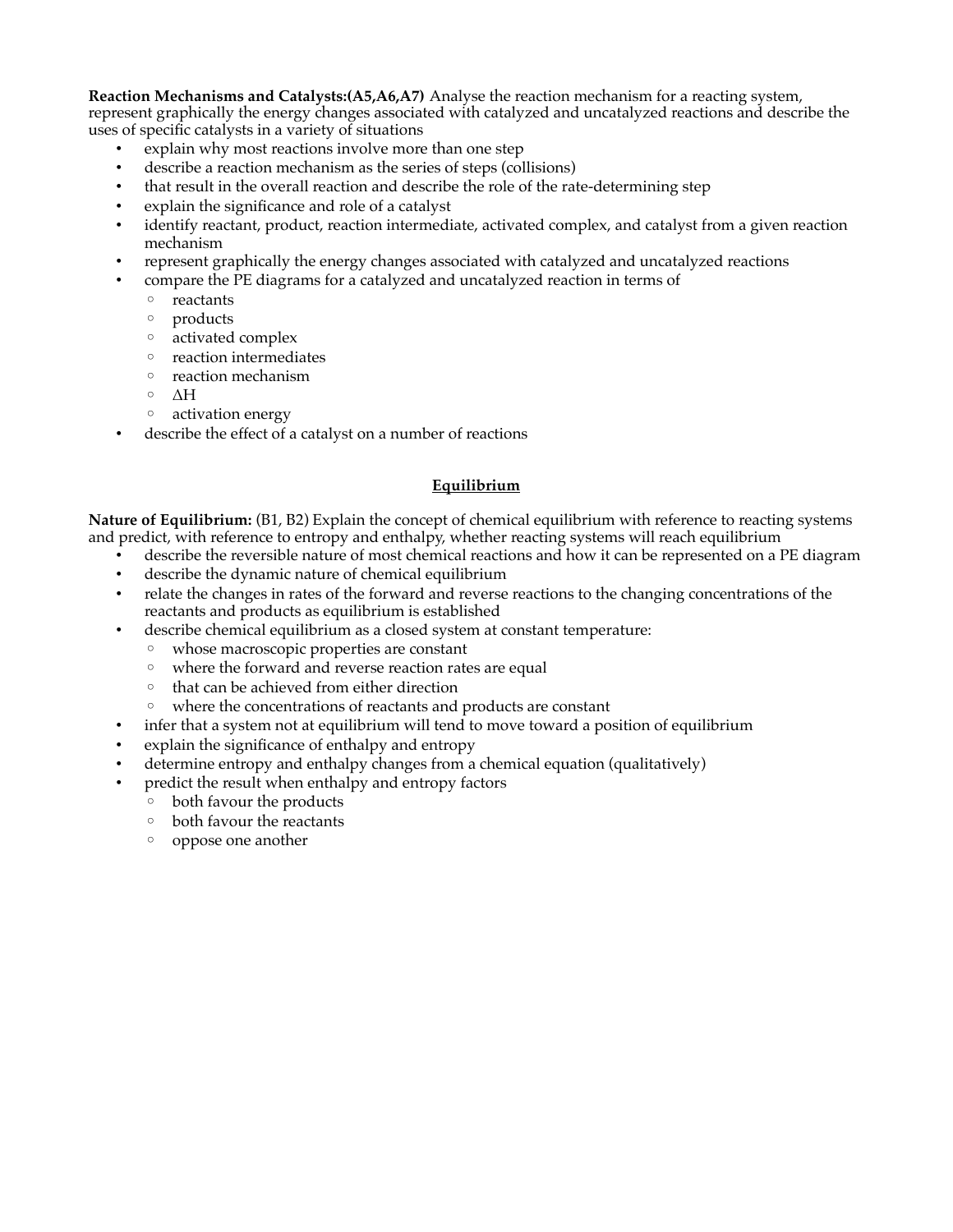**Reaction Mechanisms and Catalysts:(A5,A6,A7)** Analyse the reaction mechanism for a reacting system, represent graphically the energy changes associated with catalyzed and uncatalyzed reactions and describe the uses of specific catalysts in a variety of situations

- explain why most reactions involve more than one step
- describe a reaction mechanism as the series of steps (collisions)
- that result in the overall reaction and describe the role of the rate-determining step
- explain the significance and role of a catalyst
- identify reactant, product, reaction intermediate, activated complex, and catalyst from a given reaction mechanism
- represent graphically the energy changes associated with catalyzed and uncatalyzed reactions
- compare the PE diagrams for a catalyzed and uncatalyzed reaction in terms of
  - reactants
  - products
  - activated complex
  - reaction intermediates
  - reaction mechanism
  - $\Delta H$
  - activation energy
- describe the effect of a catalyst on a number of reactions

## Equilibrium

**Nature of Equilibrium:** (B1, B2) Explain the concept of chemical equilibrium with reference to reacting systems and predict, with reference to entropy and enthalpy, whether reacting systems will reach equilibrium

- describe the reversible nature of most chemical reactions and how it can be represented on a PE diagram
- describe the dynamic nature of chemical equilibrium
- relate the changes in rates of the forward and reverse reactions to the changing concentrations of the reactants and products as equilibrium is established
- describe chemical equilibrium as a closed system at constant temperature:
  - whose macroscopic properties are constant
  - where the forward and reverse reaction rates are equal
  - that can be achieved from either direction
  - where the concentrations of reactants and products are constant
- infer that a system not at equilibrium will tend to move toward a position of equilibrium
- explain the significance of enthalpy and entropy
- determine entropy and enthalpy changes from a chemical equation (qualitatively)
- predict the result when enthalpy and entropy factors
  - both favour the products
  - both favour the reactants
  - oppose one another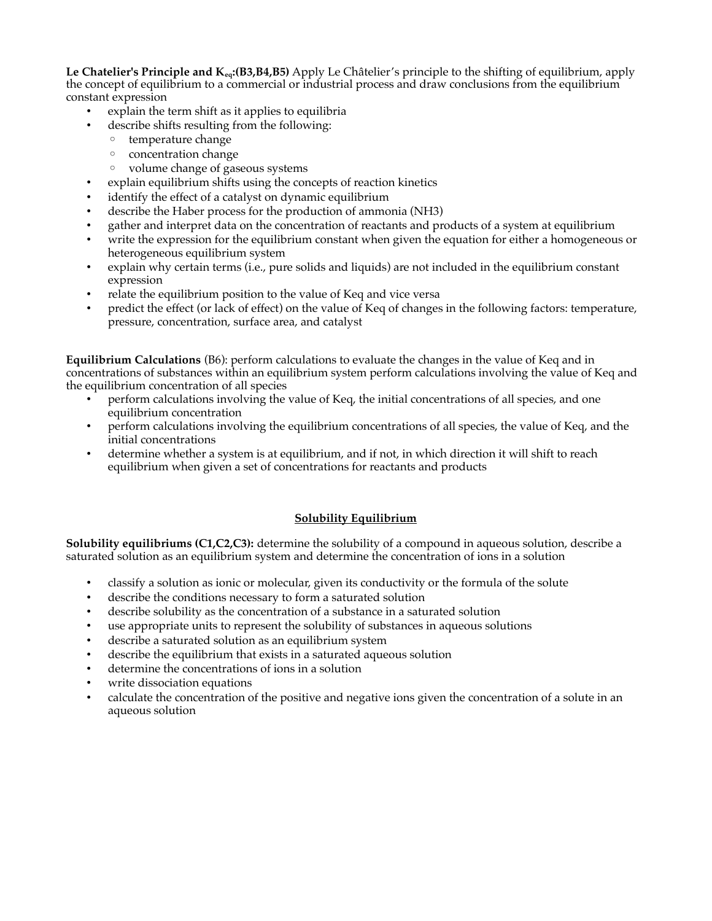**Le Chatelier's Principle and $K_{eq}$:(B3,B4,B5)** Apply Le Châtelier's principle to the shifting of equilibrium, apply the concept of equilibrium to a commercial or industrial process and draw conclusions from the equilibrium constant expression

- explain the term shift as it applies to equilibria
- describe shifts resulting from the following:
  - temperature change
  - concentration change
  - volume change of gaseous systems
- explain equilibrium shifts using the concepts of reaction kinetics
- identify the effect of a catalyst on dynamic equilibrium
- describe the Haber process for the production of ammonia ($NH_3$)
- gather and interpret data on the concentration of reactants and products of a system at equilibrium
- write the expression for the equilibrium constant when given the equation for either a homogeneous or heterogeneous equilibrium system
- explain why certain terms (i.e., pure solids and liquids) are not included in the equilibrium constant expression
- relate the equilibrium position to the value of Keq and vice versa
- predict the effect (or lack of effect) on the value of Keq of changes in the following factors: temperature, pressure, concentration, surface area, and catalyst

**Equilibrium Calculations** (B6): perform calculations to evaluate the changes in the value of Keq and in concentrations of substances within an equilibrium system perform calculations involving the value of Keq and the equilibrium concentration of all species

- perform calculations involving the value of Keq, the initial concentrations of all species, and one equilibrium concentration
- perform calculations involving the equilibrium concentrations of all species, the value of Keq, and the initial concentrations
- determine whether a system is at equilibrium, and if not, in which direction it will shift to reach equilibrium when given a set of concentrations for reactants and products

## Solubility Equilibrium

**Solubility equilibriums (C1,C2,C3):** determine the solubility of a compound in aqueous solution, describe a saturated solution as an equilibrium system and determine the concentration of ions in a solution

- classify a solution as ionic or molecular, given its conductivity or the formula of the solute
- describe the conditions necessary to form a saturated solution
- describe solubility as the concentration of a substance in a saturated solution
- use appropriate units to represent the solubility of substances in aqueous solutions
- describe a saturated solution as an equilibrium system
- describe the equilibrium that exists in a saturated aqueous solution
- determine the concentrations of ions in a solution
- write dissociation equations
- calculate the concentration of the positive and negative ions given the concentration of a solute in an aqueous solution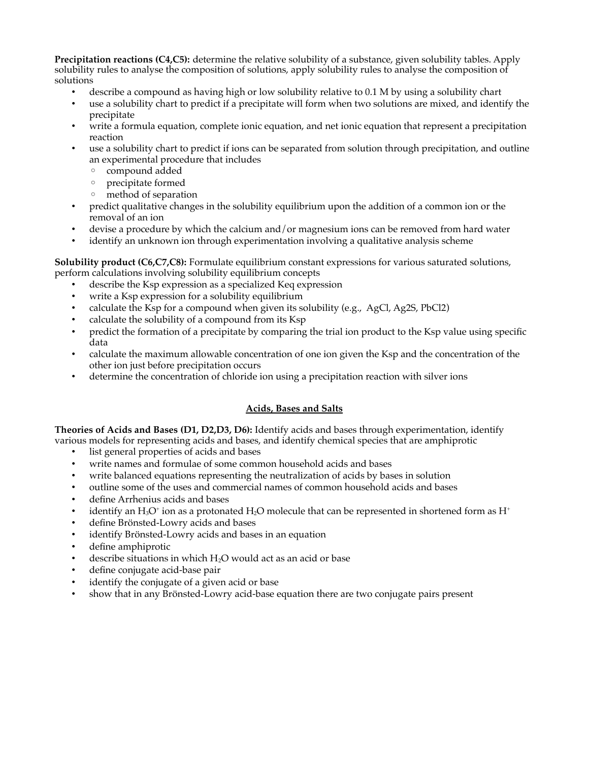**Precipitation reactions (C4,C5):** determine the relative solubility of a substance, given solubility tables. Apply solubility rules to analyse the composition of solutions, apply solubility rules to analyse the composition of solutions

- describe a compound as having high or low solubility relative to 0.1 M by using a solubility chart
- use a solubility chart to predict if a precipitate will form when two solutions are mixed, and identify the precipitate
- write a formula equation, complete ionic equation, and net ionic equation that represent a precipitation reaction
- use a solubility chart to predict if ions can be separated from solution through precipitation, and outline an experimental procedure that includes
  - compound added
  - precipitate formed
  - method of separation
- predict qualitative changes in the solubility equilibrium upon the addition of a common ion or the removal of an ion
- devise a procedure by which the calcium and/or magnesium ions can be removed from hard water
- identify an unknown ion through experimentation involving a qualitative analysis scheme

**Solubility product (C6,C7,C8):** Formulate equilibrium constant expressions for various saturated solutions, perform calculations involving solubility equilibrium concepts

- describe the Ksp expression as a specialized Keq expression
- write a Ksp expression for a solubility equilibrium
- calculate the Ksp for a compound when given its solubility (e.g., AgCl, Ag2S, PbCl2)
- calculate the solubility of a compound from its Ksp
- predict the formation of a precipitate by comparing the trial ion product to the Ksp value using specific data
- calculate the maximum allowable concentration of one ion given the Ksp and the concentration of the other ion just before precipitation occurs
- determine the concentration of chloride ion using a precipitation reaction with silver ions

## Acids, Bases and Salts

**Theories of Acids and Bases (D1, D2,D3, D6):** Identify acids and bases through experimentation, identify various models for representing acids and bases, and identify chemical species that are amphiprotic

- list general properties of acids and bases
- write names and formulae of some common household acids and bases
- write balanced equations representing the neutralization of acids by bases in solution
- outline some of the uses and commercial names of common household acids and bases
- define Arrhenius acids and bases
- identify an $H_3O^+$ ion as a protonated $H_2O$ molecule that can be represented in shortened form as $H^+$
- define Brönsted-Lowry acids and bases
- identify Brönsted-Lowry acids and bases in an equation
- define amphiprotic
- describe situations in which $H_2O$ would act as an acid or base
- define conjugate acid-base pair
- identify the conjugate of a given acid or base
- show that in any Brönsted-Lowry acid-base equation there are two conjugate pairs present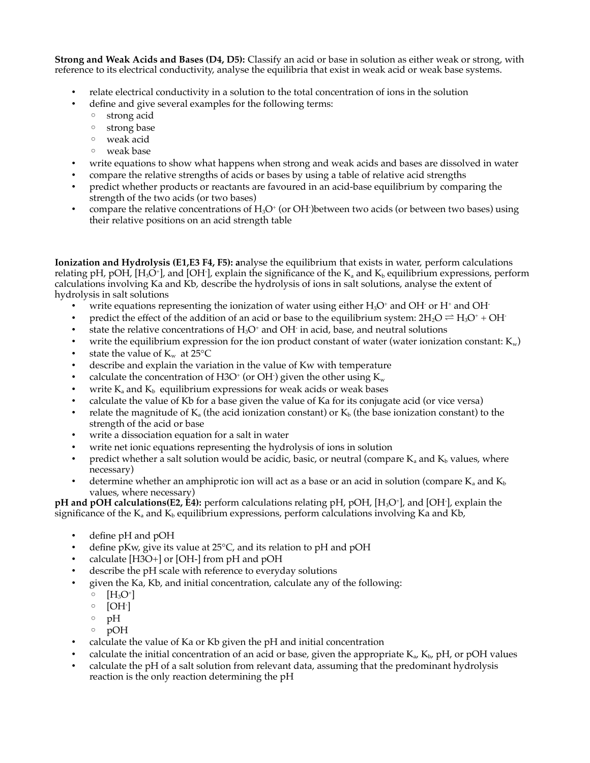**Strong and Weak Acids and Bases (D4, D5):** Classify an acid or base in solution as either weak or strong, with reference to its electrical conductivity, analyse the equilibria that exist in weak acid or weak base systems.

- relate electrical conductivity in a solution to the total concentration of ions in the solution
- define and give several examples for the following terms:
  - strong acid
  - strong base
  - weak acid
  - weak base
- write equations to show what happens when strong and weak acids and bases are dissolved in water
- compare the relative strengths of acids or bases by using a table of relative acid strengths
- predict whether products or reactants are favoured in an acid-base equilibrium by comparing the strength of the two acids (or two bases)
- compare the relative concentrations of $H_3O^+$ (or $OH^-$)between two acids (or between two bases) using their relative positions on an acid strength table

**Ionization and Hydrolysis (E1,E3 F4, F5): a**nalyse the equilibrium that exists in water, perform calculations relating pH, pOH, $[H_3O^+]$, and $[OH^-]$, explain the significance of the $K_a$ and $K_b$ equilibrium expressions, perform calculations involving Ka and Kb, describe the hydrolysis of ions in salt solutions, analyse the extent of hydrolysis in salt solutions

- write equations representing the ionization of water using either $H_3O^+$ and $OH^-$ or $H^+$ and $OH^-$
- predict the effect of the addition of an acid or base to the equilibrium system: $2H_2O \rightleftharpoons H_3O^+ + OH^-$
- state the relative concentrations of $H_3O^+$ and $OH^-$ in acid, base, and neutral solutions
- write the equilibrium expression for the ion product constant of water (water ionization constant: $K_w$)
- state the value of $K_w$ at 25°C
- describe and explain the variation in the value of Kw with temperature
- calculate the concentration of $H3O^+$ (or $OH^-$) given the other using $K_w$
- write $K_a$ and $K_b$ equilibrium expressions for weak acids or weak bases
- calculate the value of Kb for a base given the value of Ka for its conjugate acid (or vice versa)
- relate the magnitude of $K_a$ (the acid ionization constant) or $K_b$ (the base ionization constant) to the strength of the acid or base
- write a dissociation equation for a salt in water
- write net ionic equations representing the hydrolysis of ions in solution
- predict whether a salt solution would be acidic, basic, or neutral (compare $K_a$ and $K_b$ values, where necessary)
- determine whether an amphiprotic ion will act as a base or an acid in solution (compare $K_a$ and $K_b$ values, where necessary)

**pH and pOH calculations(E2, E4):** perform calculations relating pH, pOH, $[H_3O^+]$, and $[OH^-]$, explain the significance of the $K_a$ and $K_b$ equilibrium expressions, perform calculations involving Ka and Kb,

- define pH and pOH
- define pKw, give its value at 25°C, and its relation to pH and pOH
- calculate [H3O+] or [OH-] from pH and pOH
- describe the pH scale with reference to everyday solutions
- given the Ka, Kb, and initial concentration, calculate any of the following:
  - $[H_3O^+]$
  - $[OH^-]$
  - pH
  - pOH
- calculate the value of Ka or Kb given the pH and initial concentration
- calculate the initial concentration of an acid or base, given the appropriate $K_a$, $K_b$, pH, or pOH values
- calculate the pH of a salt solution from relevant data, assuming that the predominant hydrolysis reaction is the only reaction determining the pH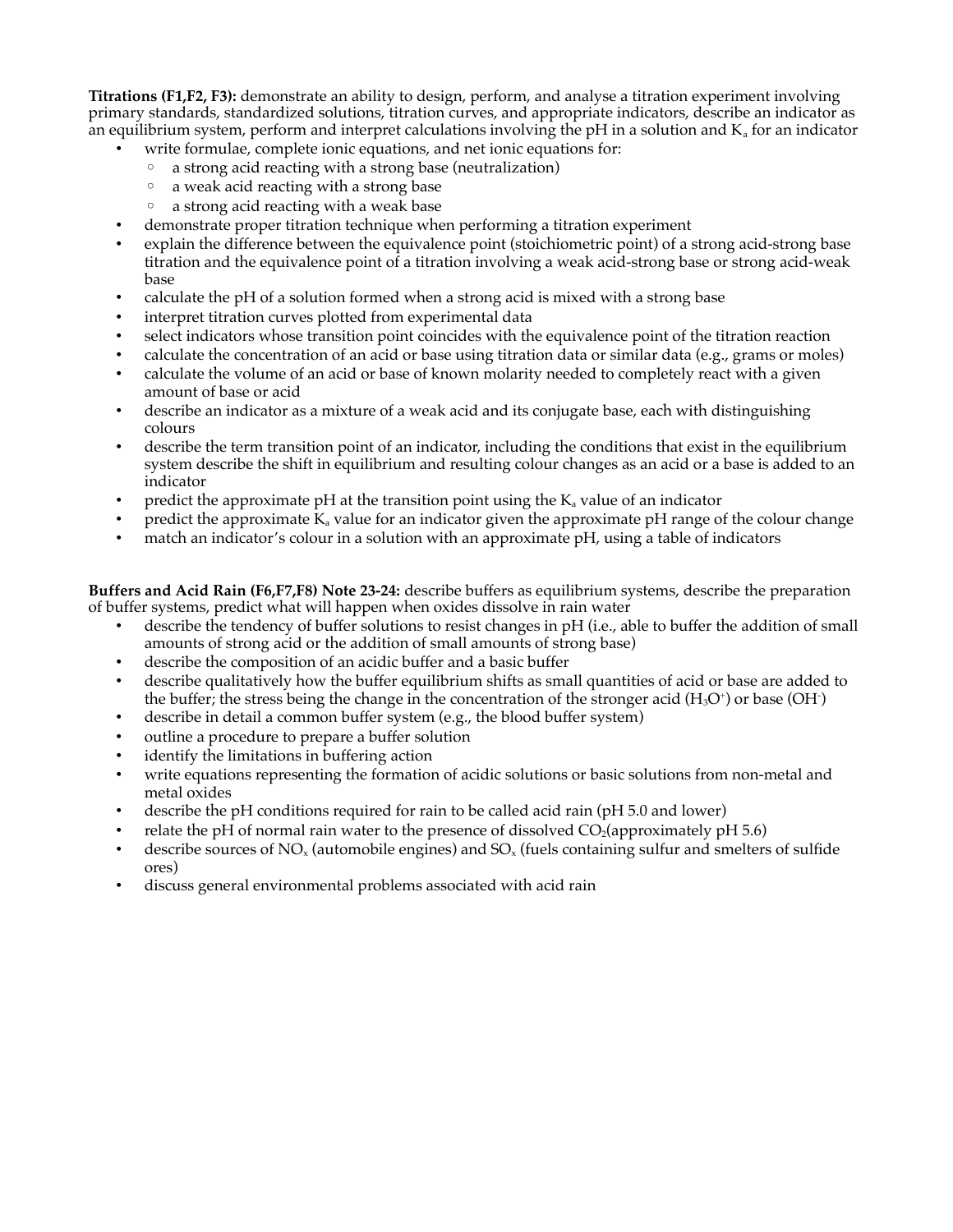**Titrations (F1,F2, F3):** demonstrate an ability to design, perform, and analyse a titration experiment involving primary standards, standardized solutions, titration curves, and appropriate indicators, describe an indicator as an equilibrium system, perform and interpret calculations involving the pH in a solution and $K_a$ for an indicator

- write formulae, complete ionic equations, and net ionic equations for:
  - a strong acid reacting with a strong base (neutralization)
  - a weak acid reacting with a strong base
  - a strong acid reacting with a weak base
- demonstrate proper titration technique when performing a titration experiment
- explain the difference between the equivalence point (stoichiometric point) of a strong acid-strong base titration and the equivalence point of a titration involving a weak acid-strong base or strong acid-weak base
- calculate the pH of a solution formed when a strong acid is mixed with a strong base
- interpret titration curves plotted from experimental data
- select indicators whose transition point coincides with the equivalence point of the titration reaction
- calculate the concentration of an acid or base using titration data or similar data (e.g., grams or moles)
- calculate the volume of an acid or base of known molarity needed to completely react with a given amount of base or acid
- describe an indicator as a mixture of a weak acid and its conjugate base, each with distinguishing colours
- describe the term transition point of an indicator, including the conditions that exist in the equilibrium system describe the shift in equilibrium and resulting colour changes as an acid or a base is added to an indicator
- predict the approximate pH at the transition point using the $K_a$ value of an indicator
- predict the approximate $K_a$ value for an indicator given the approximate pH range of the colour change
- match an indicator's colour in a solution with an approximate pH, using a table of indicators

**Buffers and Acid Rain (F6,F7,F8) Note 23-24:** describe buffers as equilibrium systems, describe the preparation of buffer systems, predict what will happen when oxides dissolve in rain water

- describe the tendency of buffer solutions to resist changes in pH (i.e., able to buffer the addition of small amounts of strong acid or the addition of small amounts of strong base)
- describe the composition of an acidic buffer and a basic buffer
- describe qualitatively how the buffer equilibrium shifts as small quantities of acid or base are added to the buffer; the stress being the change in the concentration of the stronger acid ($H_3O^+$) or base ($OH^-$)
- describe in detail a common buffer system (e.g., the blood buffer system)
- outline a procedure to prepare a buffer solution
- identify the limitations in buffering action
- write equations representing the formation of acidic solutions or basic solutions from non-metal and metal oxides
- describe the pH conditions required for rain to be called acid rain (pH 5.0 and lower)
- relate the pH of normal rain water to the presence of dissolved $CO_2$(approximately pH 5.6)
- describe sources of $NO_x$ (automobile engines) and $SO_x$ (fuels containing sulfur and smelters of sulfide ores)
- discuss general environmental problems associated with acid rain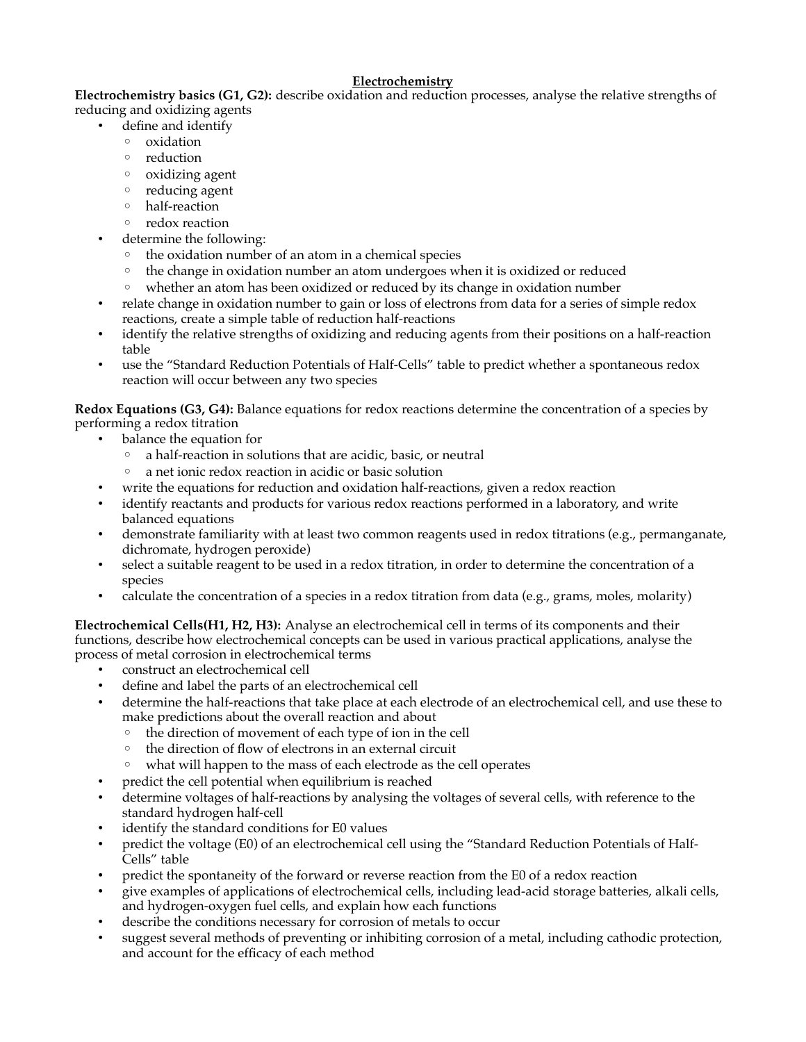# Electrochemistry

**Electrochemistry basics (G1, G2):** describe oxidation and reduction processes, analyse the relative strengths of reducing and oxidizing agents

- define and identify
  - oxidation
  - reduction
  - oxidizing agent
  - reducing agent
  - half-reaction
  - redox reaction
- determine the following:
  - the oxidation number of an atom in a chemical species
  - the change in oxidation number an atom undergoes when it is oxidized or reduced
  - whether an atom has been oxidized or reduced by its change in oxidation number
- relate change in oxidation number to gain or loss of electrons from data for a series of simple redox reactions, create a simple table of reduction half-reactions
- identify the relative strengths of oxidizing and reducing agents from their positions on a half-reaction table
- use the "Standard Reduction Potentials of Half-Cells" table to predict whether a spontaneous redox reaction will occur between any two species

**Redox Equations (G3, G4):** Balance equations for redox reactions determine the concentration of a species by performing a redox titration

- balance the equation for
  - a half-reaction in solutions that are acidic, basic, or neutral
  - a net ionic redox reaction in acidic or basic solution
- write the equations for reduction and oxidation half-reactions, given a redox reaction
- identify reactants and products for various redox reactions performed in a laboratory, and write balanced equations
- demonstrate familiarity with at least two common reagents used in redox titrations (e.g., permanganate, dichromate, hydrogen peroxide)
- select a suitable reagent to be used in a redox titration, in order to determine the concentration of a species
- calculate the concentration of a species in a redox titration from data (e.g., grams, moles, molarity)

**Electrochemical Cells(H1, H2, H3):** Analyse an electrochemical cell in terms of its components and their functions, describe how electrochemical concepts can be used in various practical applications, analyse the process of metal corrosion in electrochemical terms

- construct an electrochemical cell
- define and label the parts of an electrochemical cell
- determine the half-reactions that take place at each electrode of an electrochemical cell, and use these to make predictions about the overall reaction and about
  - the direction of movement of each type of ion in the cell
  - the direction of flow of electrons in an external circuit
  - what will happen to the mass of each electrode as the cell operates
- predict the cell potential when equilibrium is reached
- determine voltages of half-reactions by analysing the voltages of several cells, with reference to the standard hydrogen half-cell
- identify the standard conditions for E0 values
- predict the voltage (E0) of an electrochemical cell using the "Standard Reduction Potentials of Half-Cells" table
- predict the spontaneity of the forward or reverse reaction from the E0 of a redox reaction
- give examples of applications of electrochemical cells, including lead-acid storage batteries, alkali cells, and hydrogen-oxygen fuel cells, and explain how each functions
- describe the conditions necessary for corrosion of metals to occur
- suggest several methods of preventing or inhibiting corrosion of a metal, including cathodic protection, and account for the efficacy of each method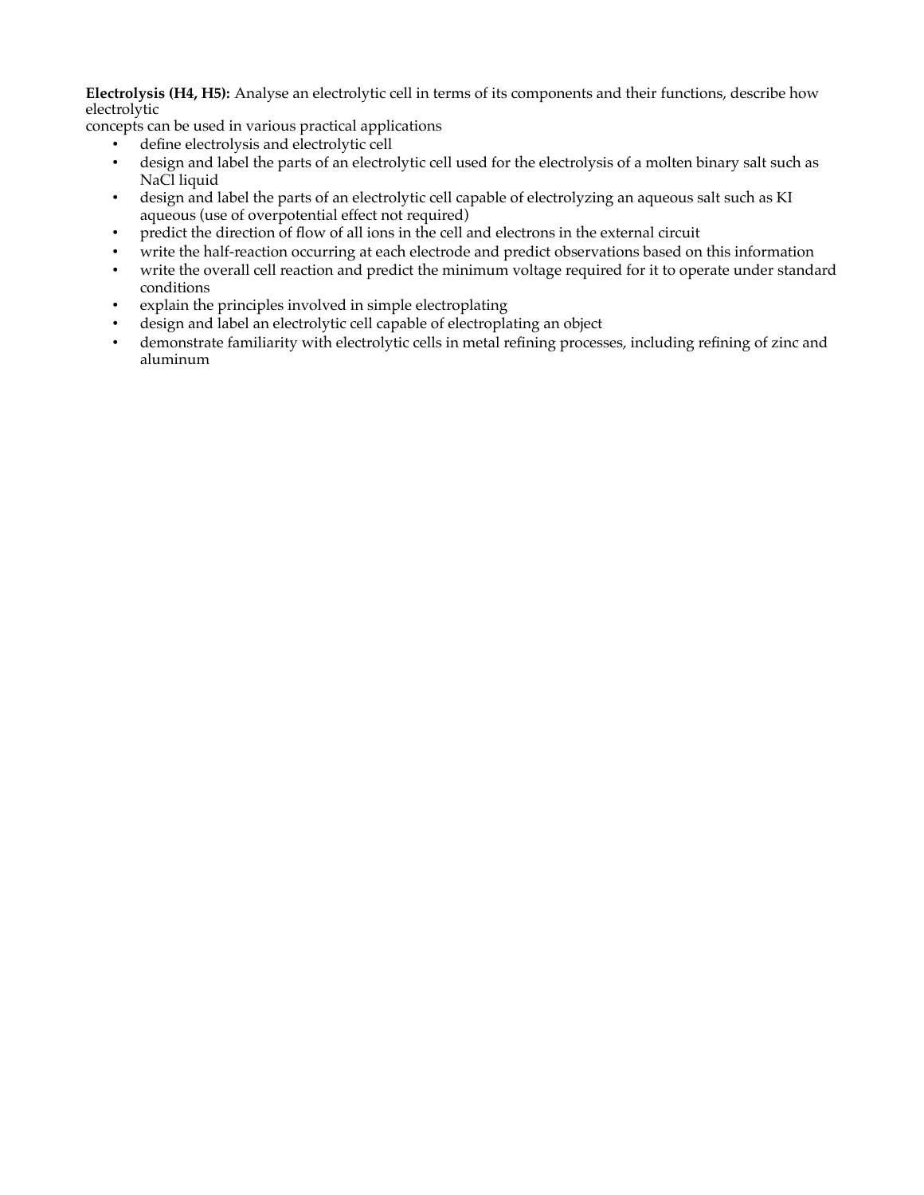**Electrolysis (H4, H5):** Analyse an electrolytic cell in terms of its components and their functions, describe how electrolytic concepts can be used in various practical applications

- define electrolysis and electrolytic cell
- design and label the parts of an electrolytic cell used for the electrolysis of a molten binary salt such as NaCl liquid
- design and label the parts of an electrolytic cell capable of electrolyzing an aqueous salt such as KI aqueous (use of overpotential effect not required)
- predict the direction of flow of all ions in the cell and electrons in the external circuit
- write the half-reaction occurring at each electrode and predict observations based on this information
- write the overall cell reaction and predict the minimum voltage required for it to operate under standard conditions
- explain the principles involved in simple electroplating
- design and label an electrolytic cell capable of electroplating an object
- demonstrate familiarity with electrolytic cells in metal refining processes, including refining of zinc and aluminum